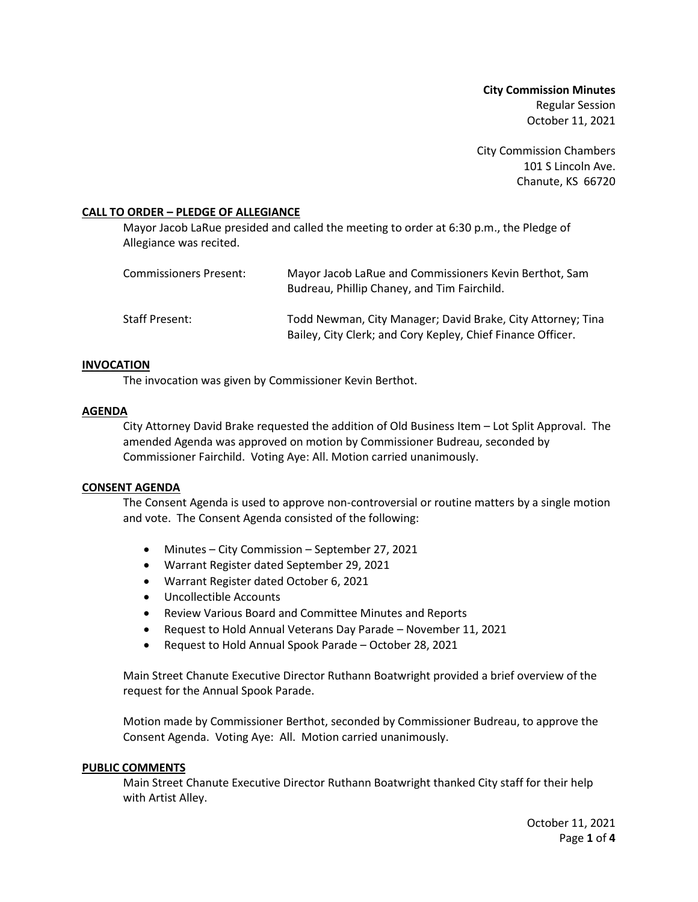**City Commission Minutes**
Regular Session
October 11, 2021

City Commission Chambers
101 S Lincoln Ave.
Chanute, KS 66720

## CALL TO ORDER – PLEDGE OF ALLEGIANCE

Mayor Jacob LaRue presided and called the meeting to order at 6:30 p.m., the Pledge of Allegiance was recited.

| | |
|---|---|
| Commissioners Present: | Mayor Jacob LaRue and Commissioners Kevin Berthot, Sam Budreau, Phillip Chaney, and Tim Fairchild. |
| Staff Present: | Todd Newman, City Manager; David Brake, City Attorney; Tina Bailey, City Clerk; and Cory Kepley, Chief Finance Officer. |

## INVOCATION

The invocation was given by Commissioner Kevin Berthot.

## AGENDA

City Attorney David Brake requested the addition of Old Business Item – Lot Split Approval. The amended Agenda was approved on motion by Commissioner Budreau, seconded by Commissioner Fairchild. Voting Aye: All. Motion carried unanimously.

## CONSENT AGENDA

The Consent Agenda is used to approve non-controversial or routine matters by a single motion and vote. The Consent Agenda consisted of the following:

- Minutes – City Commission – September 27, 2021
- Warrant Register dated September 29, 2021
- Warrant Register dated October 6, 2021
- Uncollectible Accounts
- Review Various Board and Committee Minutes and Reports
- Request to Hold Annual Veterans Day Parade – November 11, 2021
- Request to Hold Annual Spook Parade – October 28, 2021

Main Street Chanute Executive Director Ruthann Boatwright provided a brief overview of the request for the Annual Spook Parade.

Motion made by Commissioner Berthot, seconded by Commissioner Budreau, to approve the Consent Agenda. Voting Aye: All. Motion carried unanimously.

## PUBLIC COMMENTS

Main Street Chanute Executive Director Ruthann Boatwright thanked City staff for their help with Artist Alley.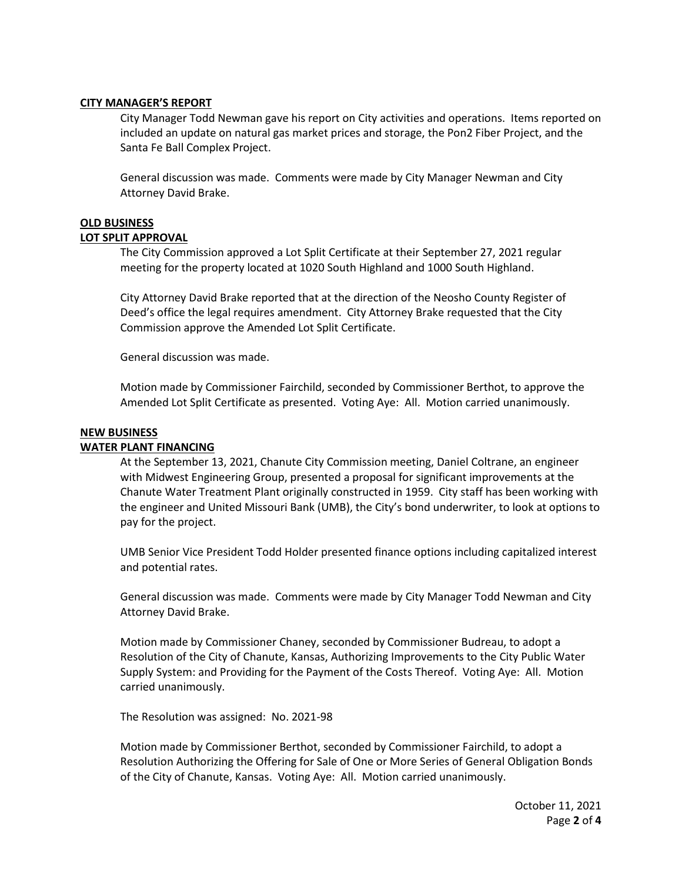**CITY MANAGER'S REPORT**

City Manager Todd Newman gave his report on City activities and operations. Items reported on included an update on natural gas market prices and storage, the Pon2 Fiber Project, and the Santa Fe Ball Complex Project.

General discussion was made. Comments were made by City Manager Newman and City Attorney David Brake.

**OLD BUSINESS**

**LOT SPLIT APPROVAL**

The City Commission approved a Lot Split Certificate at their September 27, 2021 regular meeting for the property located at 1020 South Highland and 1000 South Highland.

City Attorney David Brake reported that at the direction of the Neosho County Register of Deed's office the legal requires amendment. City Attorney Brake requested that the City Commission approve the Amended Lot Split Certificate.

General discussion was made.

Motion made by Commissioner Fairchild, seconded by Commissioner Berthot, to approve the Amended Lot Split Certificate as presented. Voting Aye: All. Motion carried unanimously.

**NEW BUSINESS**

**WATER PLANT FINANCING**

At the September 13, 2021, Chanute City Commission meeting, Daniel Coltrane, an engineer with Midwest Engineering Group, presented a proposal for significant improvements at the Chanute Water Treatment Plant originally constructed in 1959. City staff has been working with the engineer and United Missouri Bank (UMB), the City's bond underwriter, to look at options to pay for the project.

UMB Senior Vice President Todd Holder presented finance options including capitalized interest and potential rates.

General discussion was made. Comments were made by City Manager Todd Newman and City Attorney David Brake.

Motion made by Commissioner Chaney, seconded by Commissioner Budreau, to adopt a Resolution of the City of Chanute, Kansas, Authorizing Improvements to the City Public Water Supply System: and Providing for the Payment of the Costs Thereof. Voting Aye: All. Motion carried unanimously.

The Resolution was assigned: No. 2021-98

Motion made by Commissioner Berthot, seconded by Commissioner Fairchild, to adopt a Resolution Authorizing the Offering for Sale of One or More Series of General Obligation Bonds of the City of Chanute, Kansas. Voting Aye: All. Motion carried unanimously.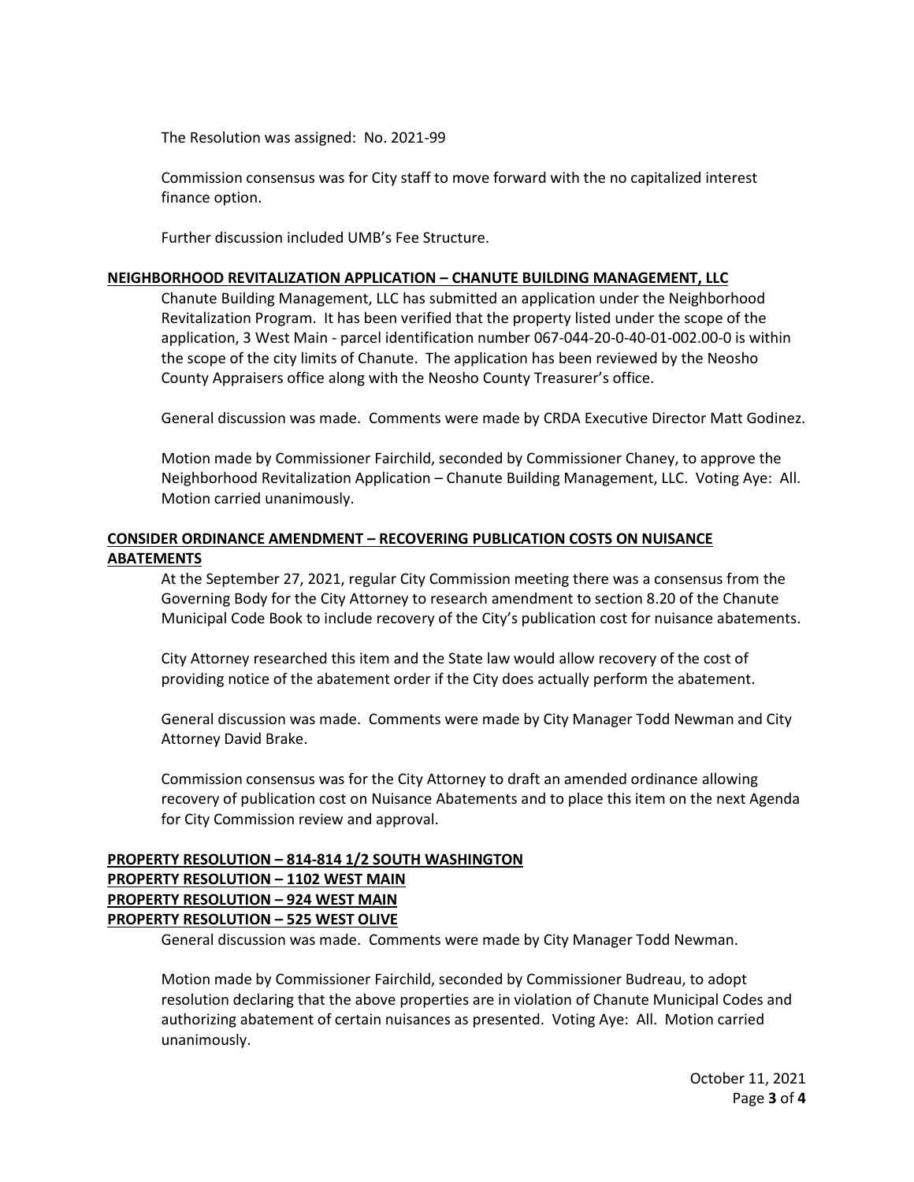The Resolution was assigned: No. 2021-99

Commission consensus was for City staff to move forward with the no capitalized interest finance option.

Further discussion included UMB's Fee Structure.

**NEIGHBORHOOD REVITALIZATION APPLICATION – CHANUTE BUILDING MANAGEMENT, LLC**

Chanute Building Management, LLC has submitted an application under the Neighborhood Revitalization Program. It has been verified that the property listed under the scope of the application, 3 West Main - parcel identification number 067-044-20-0-40-01-002.00-0 is within the scope of the city limits of Chanute. The application has been reviewed by the Neosho County Appraisers office along with the Neosho County Treasurer's office.

General discussion was made. Comments were made by CRDA Executive Director Matt Godinez.

Motion made by Commissioner Fairchild, seconded by Commissioner Chaney, to approve the Neighborhood Revitalization Application – Chanute Building Management, LLC. Voting Aye: All. Motion carried unanimously.

**CONSIDER ORDINANCE AMENDMENT – RECOVERING PUBLICATION COSTS ON NUISANCE ABATEMENTS**

At the September 27, 2021, regular City Commission meeting there was a consensus from the Governing Body for the City Attorney to research amendment to section 8.20 of the Chanute Municipal Code Book to include recovery of the City's publication cost for nuisance abatements.

City Attorney researched this item and the State law would allow recovery of the cost of providing notice of the abatement order if the City does actually perform the abatement.

General discussion was made. Comments were made by City Manager Todd Newman and City Attorney David Brake.

Commission consensus was for the City Attorney to draft an amended ordinance allowing recovery of publication cost on Nuisance Abatements and to place this item on the next Agenda for City Commission review and approval.

**PROPERTY RESOLUTION – 814-814 1/2 SOUTH WASHINGTON**
**PROPERTY RESOLUTION – 1102 WEST MAIN**
**PROPERTY RESOLUTION – 924 WEST MAIN**
**PROPERTY RESOLUTION – 525 WEST OLIVE**

General discussion was made. Comments were made by City Manager Todd Newman.

Motion made by Commissioner Fairchild, seconded by Commissioner Budreau, to adopt resolution declaring that the above properties are in violation of Chanute Municipal Codes and authorizing abatement of certain nuisances as presented. Voting Aye: All. Motion carried unanimously.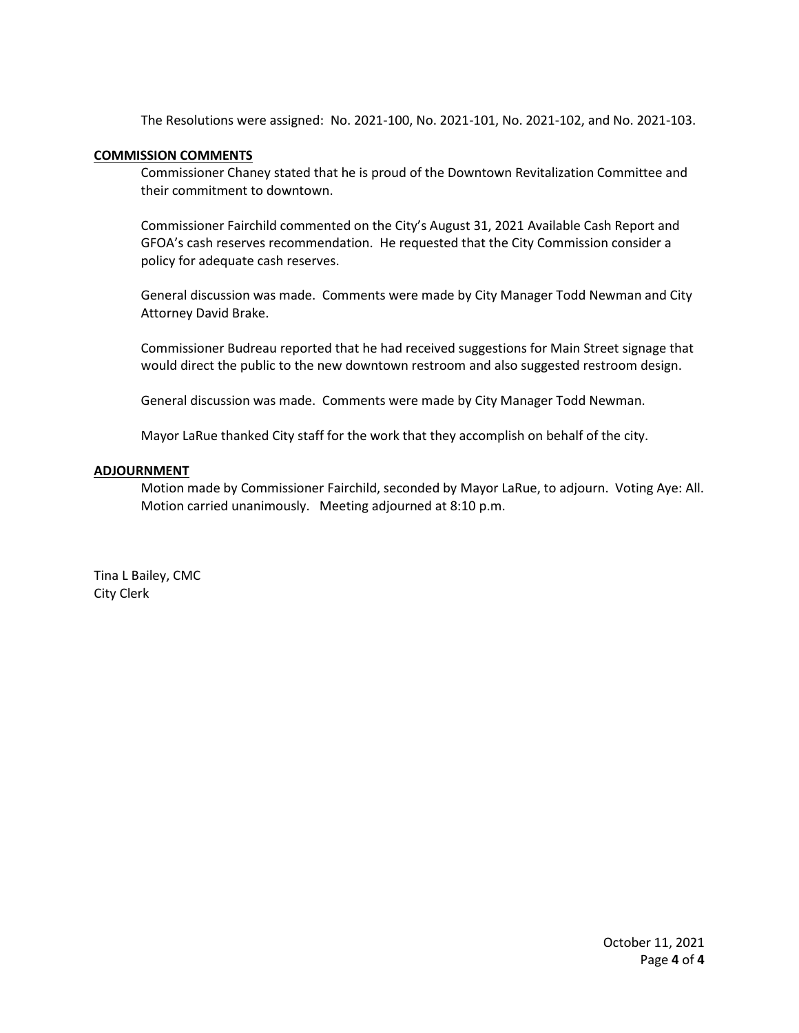The Resolutions were assigned: No. 2021-100, No. 2021-101, No. 2021-102, and No. 2021-103.

**COMMISSION COMMENTS**

Commissioner Chaney stated that he is proud of the Downtown Revitalization Committee and their commitment to downtown.

Commissioner Fairchild commented on the City's August 31, 2021 Available Cash Report and GFOA's cash reserves recommendation. He requested that the City Commission consider a policy for adequate cash reserves.

General discussion was made. Comments were made by City Manager Todd Newman and City Attorney David Brake.

Commissioner Budreau reported that he had received suggestions for Main Street signage that would direct the public to the new downtown restroom and also suggested restroom design.

General discussion was made. Comments were made by City Manager Todd Newman.

Mayor LaRue thanked City staff for the work that they accomplish on behalf of the city.

**ADJOURNMENT**

Motion made by Commissioner Fairchild, seconded by Mayor LaRue, to adjourn. Voting Aye: All. Motion carried unanimously. Meeting adjourned at 8:10 p.m.

Tina L Bailey, CMC
City Clerk

October 11, 2021